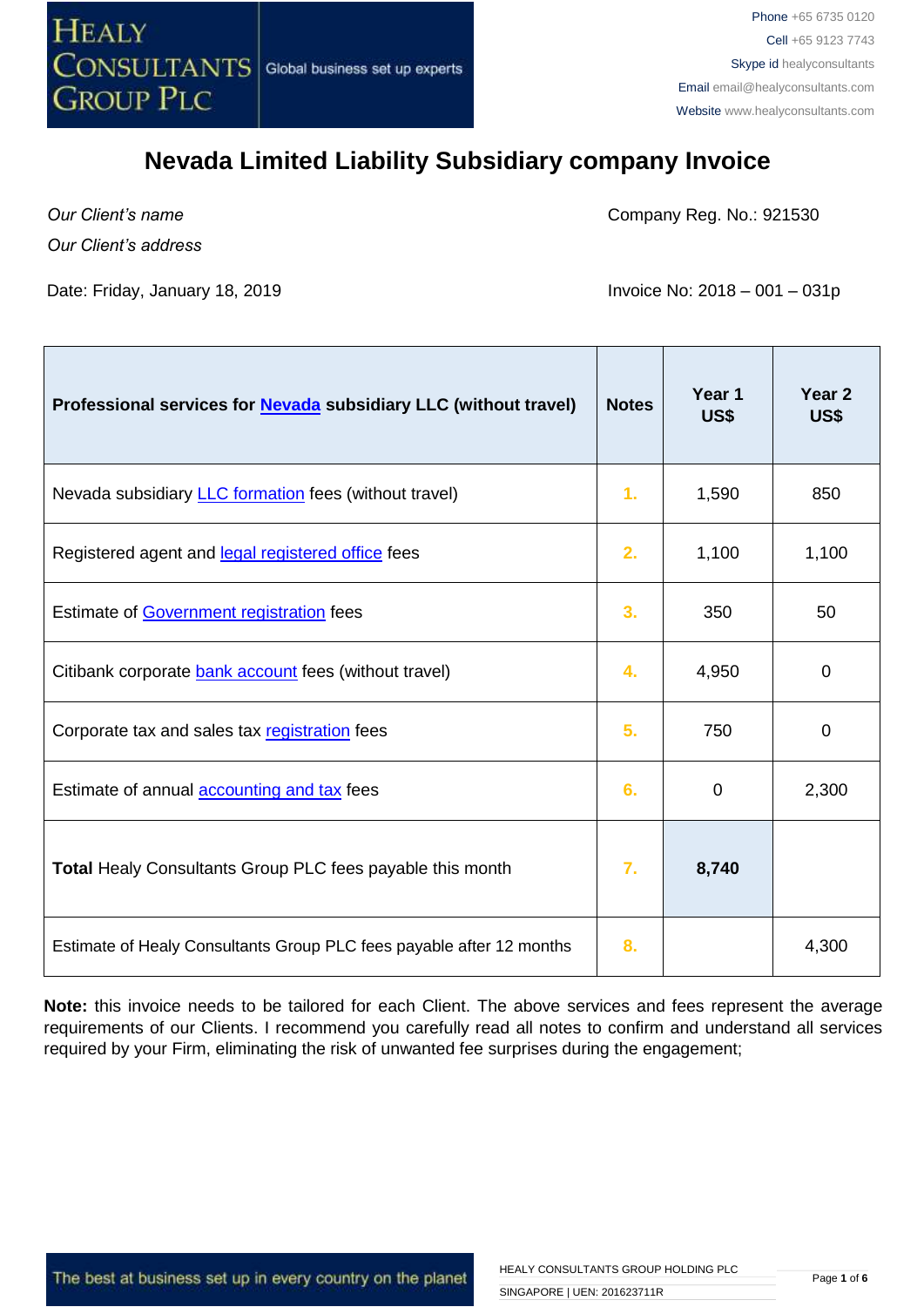HEALY CONSULTANTS GROUP PLC | Global business set up experts

Phone +65 6735 0120
Cell +65 9123 7743
Skype id healyconsultants
Email email@healyconsultants.com
Website www.healyconsultants.com

# Nevada Limited Liability Subsidiary company Invoice

*Our Client's name*
*Our Client's address*

Company Reg. No.: 921530

Date: Friday, January 18, 2019

Invoice No: 2018 – 001 – 031p

| **Professional services for Nevada subsidiary LLC (without travel)** | **Notes** | **Year 1 US$** | **Year 2 US$** |
|---|---|---|---|
| Nevada subsidiary LLC formation fees (without travel) | 1. | 1,590 | 850 |
| Registered agent and legal registered office fees | 2. | 1,100 | 1,100 |
| Estimate of Government registration fees | 3. | 350 | 50 |
| Citibank corporate bank account fees (without travel) | 4. | 4,950 | 0 |
| Corporate tax and sales tax registration fees | 5. | 750 | 0 |
| Estimate of annual accounting and tax fees | 6. | 0 | 2,300 |
| **Total** Healy Consultants Group PLC fees payable this month | 7. | **8,740** | |
| Estimate of Healy Consultants Group PLC fees payable after 12 months | 8. | | 4,300 |

**Note:** this invoice needs to be tailored for each Client. The above services and fees represent the average requirements of our Clients. I recommend you carefully read all notes to confirm and understand all services required by your Firm, eliminating the risk of unwanted fee surprises during the engagement;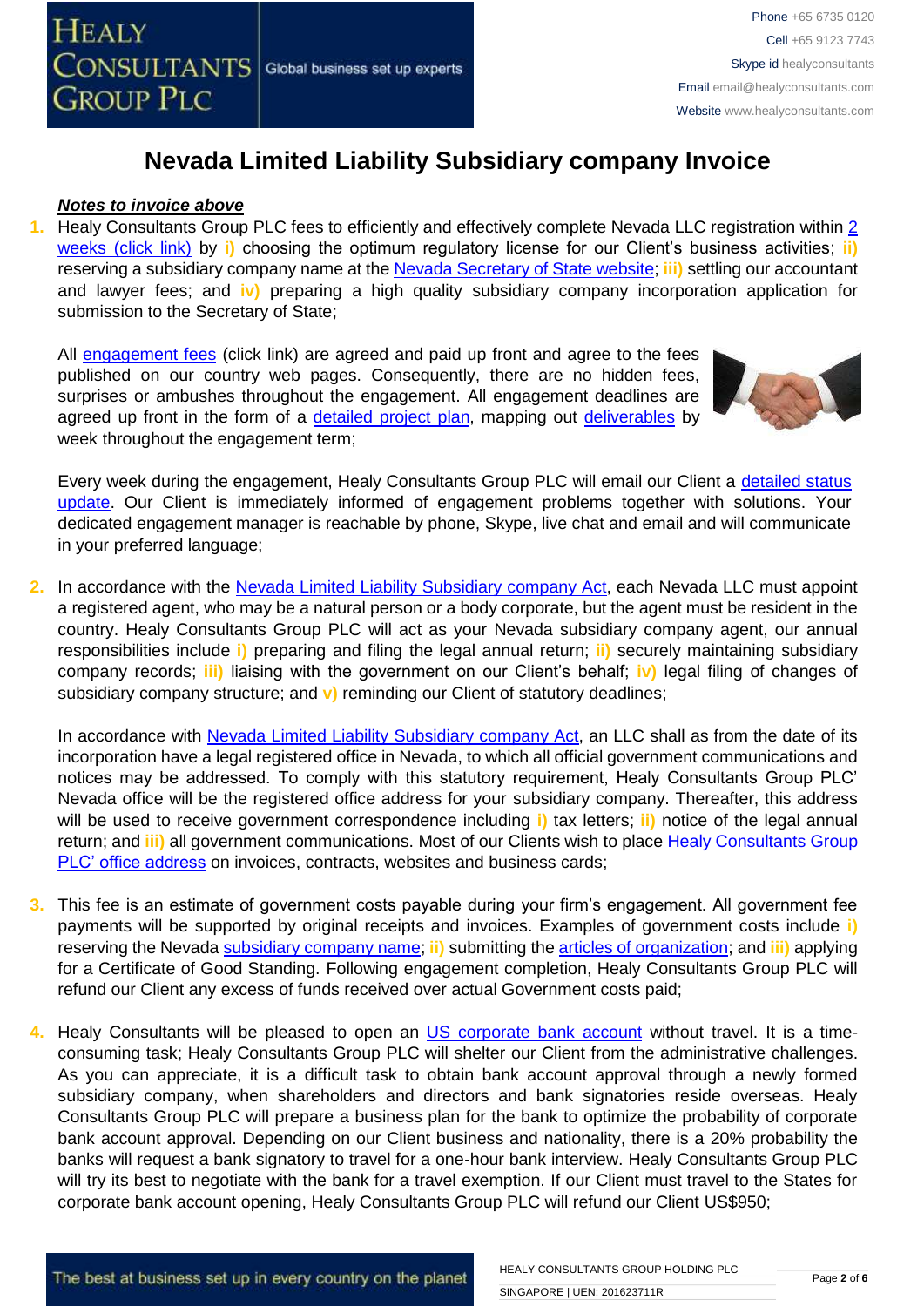# Nevada Limited Liability Subsidiary company Invoice

***Notes to invoice above***

1. Healy Consultants Group PLC fees to efficiently and effectively complete Nevada LLC registration within 2 weeks (click link) by **i)** choosing the optimum regulatory license for our Client's business activities; **ii)** reserving a subsidiary company name at the Nevada Secretary of State website; **iii)** settling our accountant and lawyer fees; and **iv)** preparing a high quality subsidiary company incorporation application for submission to the Secretary of State;

   All engagement fees (click link) are agreed and paid up front and agree to the fees published on our country web pages. Consequently, there are no hidden fees, surprises or ambushes throughout the engagement. All engagement deadlines are agreed up front in the form of a detailed project plan, mapping out deliverables by week throughout the engagement term;

   Every week during the engagement, Healy Consultants Group PLC will email our Client a detailed status update. Our Client is immediately informed of engagement problems together with solutions. Your dedicated engagement manager is reachable by phone, Skype, live chat and email and will communicate in your preferred language;

2. In accordance with the Nevada Limited Liability Subsidiary company Act, each Nevada LLC must appoint a registered agent, who may be a natural person or a body corporate, but the agent must be resident in the country. Healy Consultants Group PLC will act as your Nevada subsidiary company agent, our annual responsibilities include **i)** preparing and filing the legal annual return; **ii)** securely maintaining subsidiary company records; **iii)** liaising with the government on our Client's behalf; **iv)** legal filing of changes of subsidiary company structure; and **v)** reminding our Client of statutory deadlines;

   In accordance with Nevada Limited Liability Subsidiary company Act, an LLC shall as from the date of its incorporation have a legal registered office in Nevada, to which all official government communications and notices may be addressed. To comply with this statutory requirement, Healy Consultants Group PLC' Nevada office will be the registered office address for your subsidiary company. Thereafter, this address will be used to receive government correspondence including **i)** tax letters; **ii)** notice of the legal annual return; and **iii)** all government communications. Most of our Clients wish to place Healy Consultants Group PLC' office address on invoices, contracts, websites and business cards;

3. This fee is an estimate of government costs payable during your firm's engagement. All government fee payments will be supported by original receipts and invoices. Examples of government costs include **i)** reserving the Nevada subsidiary company name; **ii)** submitting the articles of organization; and **iii)** applying for a Certificate of Good Standing. Following engagement completion, Healy Consultants Group PLC will refund our Client any excess of funds received over actual Government costs paid;

4. Healy Consultants will be pleased to open an US corporate bank account without travel. It is a time-consuming task; Healy Consultants Group PLC will shelter our Client from the administrative challenges. As you can appreciate, it is a difficult task to obtain bank account approval through a newly formed subsidiary company, when shareholders and directors and bank signatories reside overseas. Healy Consultants Group PLC will prepare a business plan for the bank to optimize the probability of corporate bank account approval. Depending on our Client business and nationality, there is a 20% probability the banks will request a bank signatory to travel for a one-hour bank interview. Healy Consultants Group PLC will try its best to negotiate with the bank for a travel exemption. If our Client must travel to the States for corporate bank account opening, Healy Consultants Group PLC will refund our Client US$950;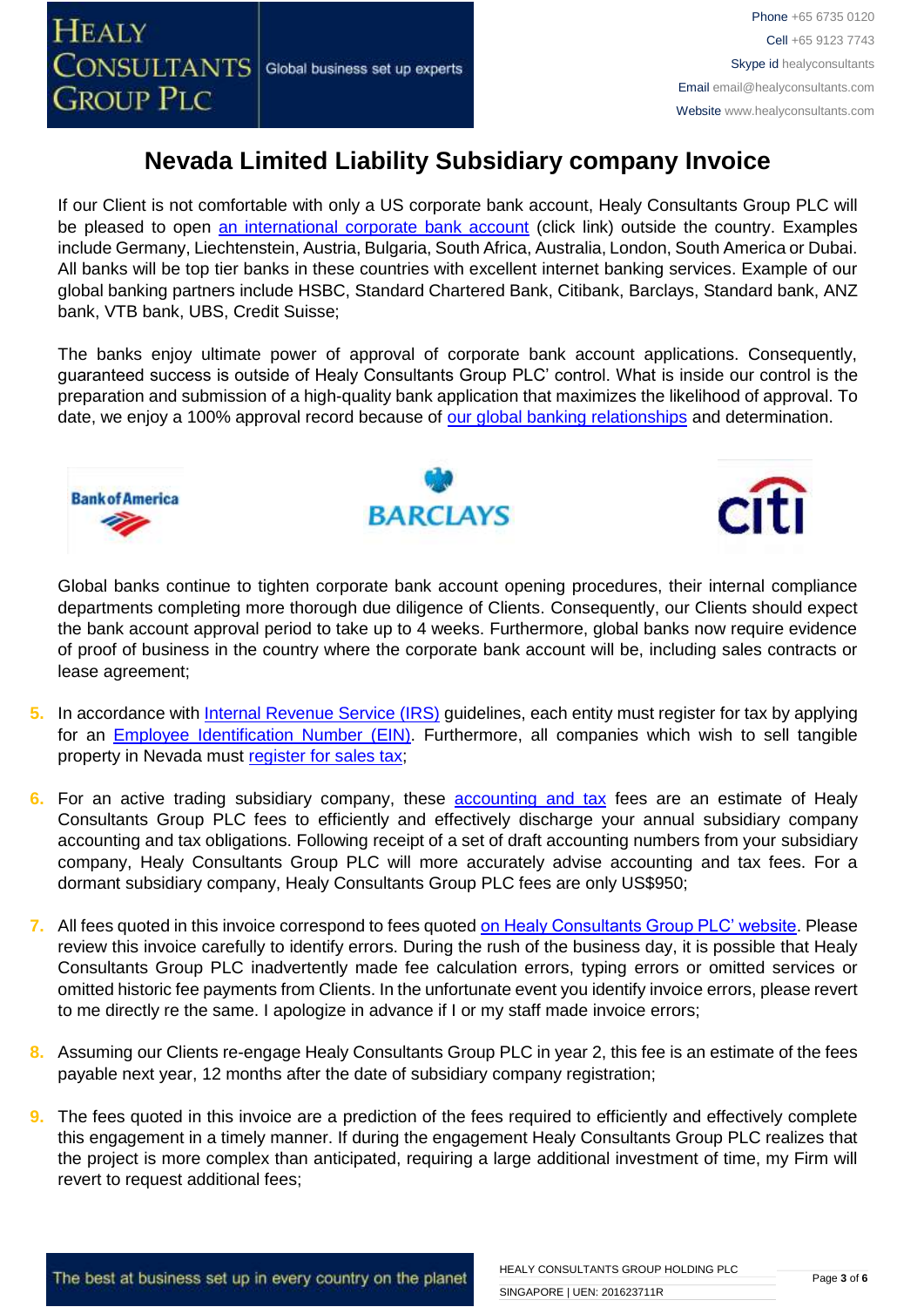# Nevada Limited Liability Subsidiary company Invoice

If our Client is not comfortable with only a US corporate bank account, Healy Consultants Group PLC will be pleased to open an international corporate bank account (click link) outside the country. Examples include Germany, Liechtenstein, Austria, Bulgaria, South Africa, Australia, London, South America or Dubai. All banks will be top tier banks in these countries with excellent internet banking services. Example of our global banking partners include HSBC, Standard Chartered Bank, Citibank, Barclays, Standard bank, ANZ bank, VTB bank, UBS, Credit Suisse;

The banks enjoy ultimate power of approval of corporate bank account applications. Consequently, guaranteed success is outside of Healy Consultants Group PLC' control. What is inside our control is the preparation and submission of a high-quality bank application that maximizes the likelihood of approval. To date, we enjoy a 100% approval record because of our global banking relationships and determination.

Global banks continue to tighten corporate bank account opening procedures, their internal compliance departments completing more thorough due diligence of Clients. Consequently, our Clients should expect the bank account approval period to take up to 4 weeks. Furthermore, global banks now require evidence of proof of business in the country where the corporate bank account will be, including sales contracts or lease agreement;

5. In accordance with Internal Revenue Service (IRS) guidelines, each entity must register for tax by applying for an Employee Identification Number (EIN). Furthermore, all companies which wish to sell tangible property in Nevada must register for sales tax;

6. For an active trading subsidiary company, these accounting and tax fees are an estimate of Healy Consultants Group PLC fees to efficiently and effectively discharge your annual subsidiary company accounting and tax obligations. Following receipt of a set of draft accounting numbers from your subsidiary company, Healy Consultants Group PLC will more accurately advise accounting and tax fees. For a dormant subsidiary company, Healy Consultants Group PLC fees are only US$950;

7. All fees quoted in this invoice correspond to fees quoted on Healy Consultants Group PLC' website. Please review this invoice carefully to identify errors. During the rush of the business day, it is possible that Healy Consultants Group PLC inadvertently made fee calculation errors, typing errors or omitted services or omitted historic fee payments from Clients. In the unfortunate event you identify invoice errors, please revert to me directly re the same. I apologize in advance if I or my staff made invoice errors;

8. Assuming our Clients re-engage Healy Consultants Group PLC in year 2, this fee is an estimate of the fees payable next year, 12 months after the date of subsidiary company registration;

9. The fees quoted in this invoice are a prediction of the fees required to efficiently and effectively complete this engagement in a timely manner. If during the engagement Healy Consultants Group PLC realizes that the project is more complex than anticipated, requiring a large additional investment of time, my Firm will revert to request additional fees;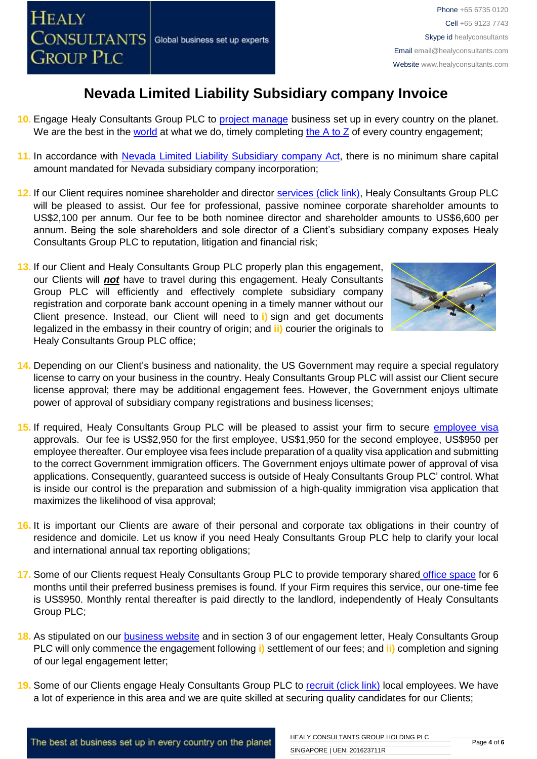# Nevada Limited Liability Subsidiary company Invoice

10. Engage Healy Consultants Group PLC to project manage business set up in every country on the planet. We are the best in the world at what we do, timely completing the A to Z of every country engagement;

11. In accordance with Nevada Limited Liability Subsidiary company Act, there is no minimum share capital amount mandated for Nevada subsidiary company incorporation;

12. If our Client requires nominee shareholder and director services (click link), Healy Consultants Group PLC will be pleased to assist. Our fee for professional, passive nominee corporate shareholder amounts to US$2,100 per annum. Our fee to be both nominee director and shareholder amounts to US$6,600 per annum. Being the sole shareholders and sole director of a Client's subsidiary company exposes Healy Consultants Group PLC to reputation, litigation and financial risk;

13. If our Client and Healy Consultants Group PLC properly plan this engagement, our Clients will ***not*** have to travel during this engagement. Healy Consultants Group PLC will efficiently and effectively complete subsidiary company registration and corporate bank account opening in a timely manner without our Client presence. Instead, our Client will need to **i)** sign and get documents legalized in the embassy in their country of origin; and **ii)** courier the originals to Healy Consultants Group PLC office;

14. Depending on our Client's business and nationality, the US Government may require a special regulatory license to carry on your business in the country. Healy Consultants Group PLC will assist our Client secure license approval; there may be additional engagement fees. However, the Government enjoys ultimate power of approval of subsidiary company registrations and business licenses;

15. If required, Healy Consultants Group PLC will be pleased to assist your firm to secure employee visa approvals. Our fee is US$2,950 for the first employee, US$1,950 for the second employee, US$950 per employee thereafter. Our employee visa fees include preparation of a quality visa application and submitting to the correct Government immigration officers. The Government enjoys ultimate power of approval of visa applications. Consequently, guaranteed success is outside of Healy Consultants Group PLC' control. What is inside our control is the preparation and submission of a high-quality immigration visa application that maximizes the likelihood of visa approval;

16. It is important our Clients are aware of their personal and corporate tax obligations in their country of residence and domicile. Let us know if you need Healy Consultants Group PLC help to clarify your local and international annual tax reporting obligations;

17. Some of our Clients request Healy Consultants Group PLC to provide temporary shared office space for 6 months until their preferred business premises is found. If your Firm requires this service, our one-time fee is US$950. Monthly rental thereafter is paid directly to the landlord, independently of Healy Consultants Group PLC;

18. As stipulated on our business website and in section 3 of our engagement letter, Healy Consultants Group PLC will only commence the engagement following **i)** settlement of our fees; and **ii)** completion and signing of our legal engagement letter;

19. Some of our Clients engage Healy Consultants Group PLC to recruit (click link) local employees. We have a lot of experience in this area and we are quite skilled at securing quality candidates for our Clients;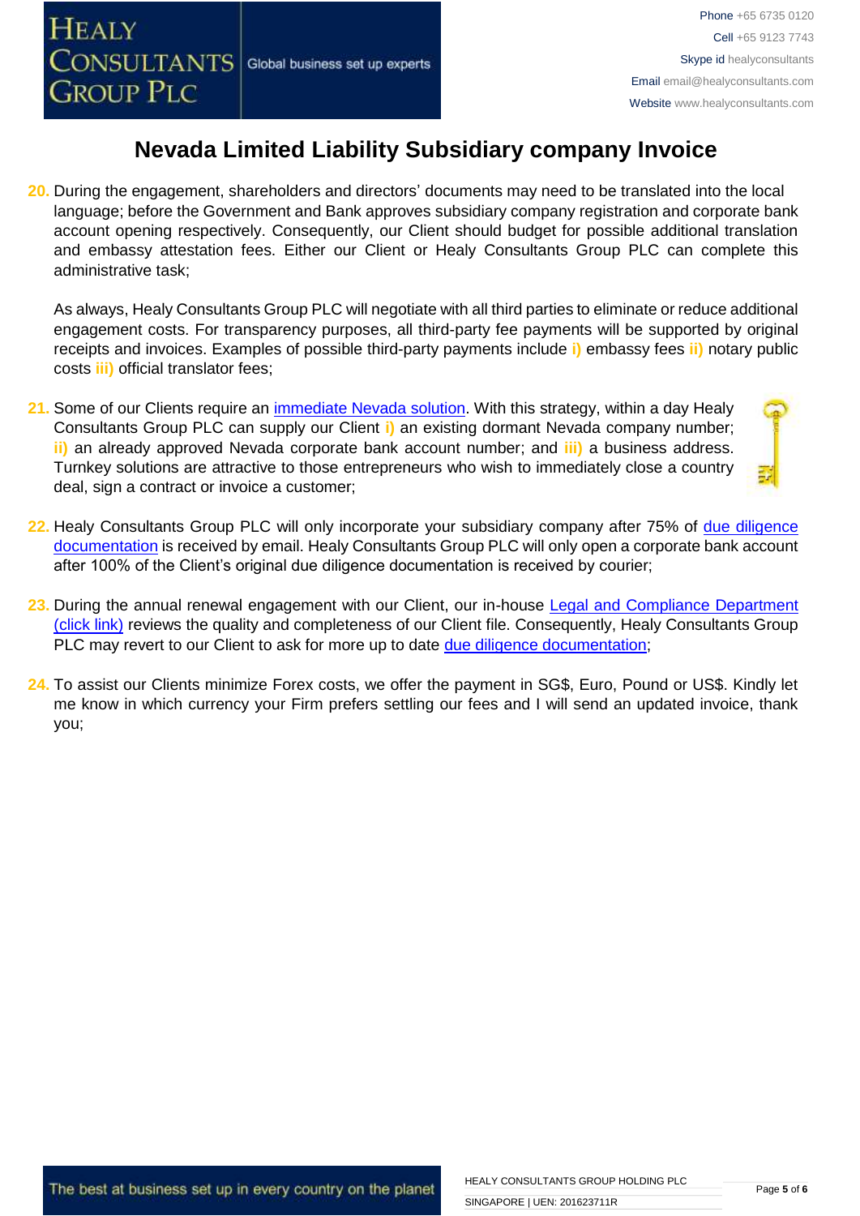# Nevada Limited Liability Subsidiary company Invoice

20. During the engagement, shareholders and directors' documents may need to be translated into the local language; before the Government and Bank approves subsidiary company registration and corporate bank account opening respectively. Consequently, our Client should budget for possible additional translation and embassy attestation fees. Either our Client or Healy Consultants Group PLC can complete this administrative task;

    As always, Healy Consultants Group PLC will negotiate with all third parties to eliminate or reduce additional engagement costs. For transparency purposes, all third-party fee payments will be supported by original receipts and invoices. Examples of possible third-party payments include **i)** embassy fees **ii)** notary public costs **iii)** official translator fees;

21. Some of our Clients require an immediate Nevada solution. With this strategy, within a day Healy Consultants Group PLC can supply our Client **i)** an existing dormant Nevada company number; **ii)** an already approved Nevada corporate bank account number; and **iii)** a business address. Turnkey solutions are attractive to those entrepreneurs who wish to immediately close a country deal, sign a contract or invoice a customer;

22. Healy Consultants Group PLC will only incorporate your subsidiary company after 75% of due diligence documentation is received by email. Healy Consultants Group PLC will only open a corporate bank account after 100% of the Client's original due diligence documentation is received by courier;

23. During the annual renewal engagement with our Client, our in-house Legal and Compliance Department (click link) reviews the quality and completeness of our Client file. Consequently, Healy Consultants Group PLC may revert to our Client to ask for more up to date due diligence documentation;

24. To assist our Clients minimize Forex costs, we offer the payment in SG$, Euro, Pound or US$. Kindly let me know in which currency your Firm prefers settling our fees and I will send an updated invoice, thank you;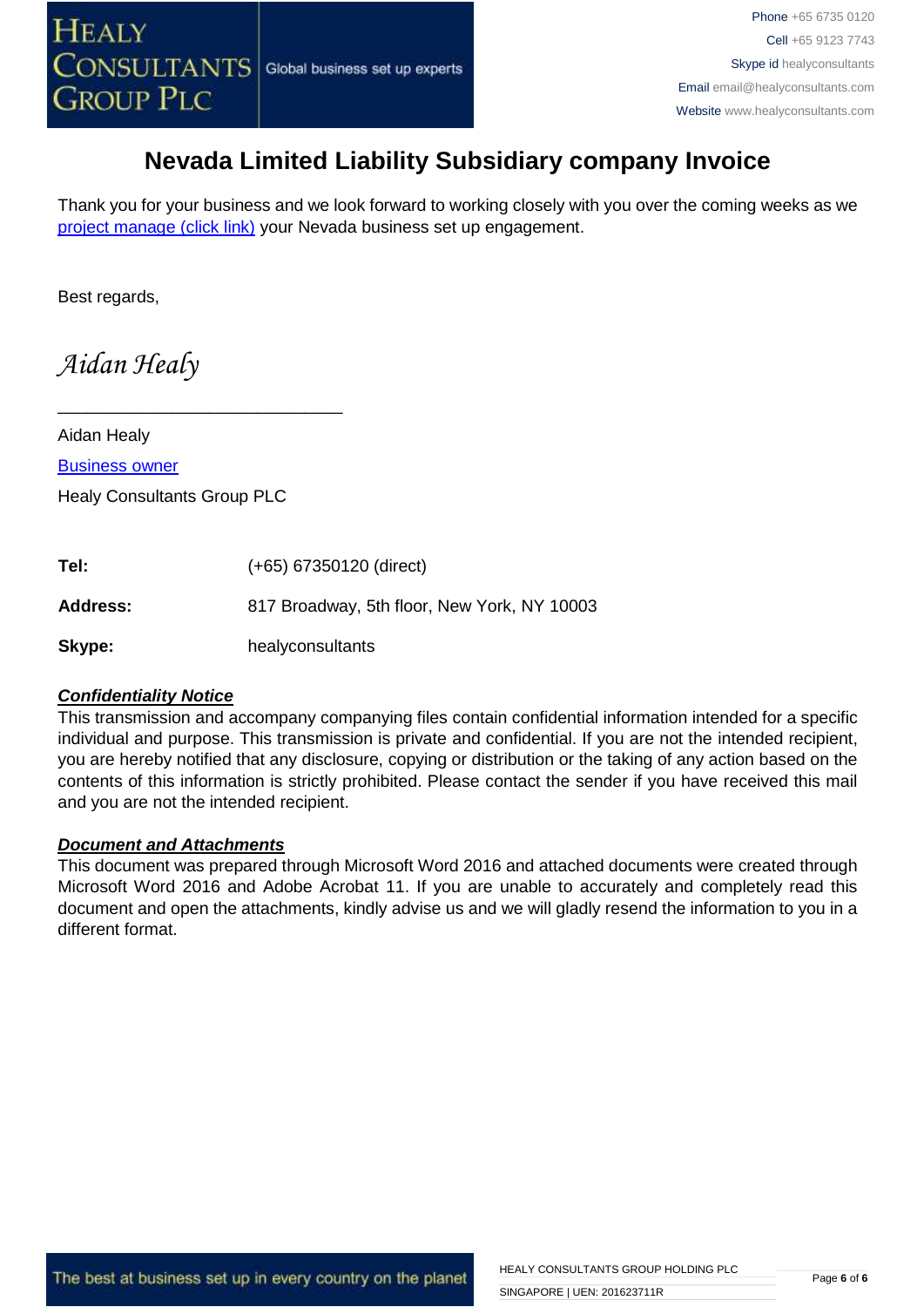# Nevada Limited Liability Subsidiary company Invoice

Thank you for your business and we look forward to working closely with you over the coming weeks as we [project manage (click link)] your Nevada business set up engagement.

Best regards,

*Aidan Healy*

______________________________

Aidan Healy

[Business owner]

Healy Consultants Group PLC

| | |
|---|---|
| **Tel:** | (+65) 67350120 (direct) |
| **Address:** | 817 Broadway, 5th floor, New York, NY 10003 |
| **Skype:** | healyconsultants |

***Confidentiality Notice***

This transmission and accompany companying files contain confidential information intended for a specific individual and purpose. This transmission is private and confidential. If you are not the intended recipient, you are hereby notified that any disclosure, copying or distribution or the taking of any action based on the contents of this information is strictly prohibited. Please contact the sender if you have received this mail and you are not the intended recipient.

***Document and Attachments***

This document was prepared through Microsoft Word 2016 and attached documents were created through Microsoft Word 2016 and Adobe Acrobat 11. If you are unable to accurately and completely read this document and open the attachments, kindly advise us and we will gladly resend the information to you in a different format.